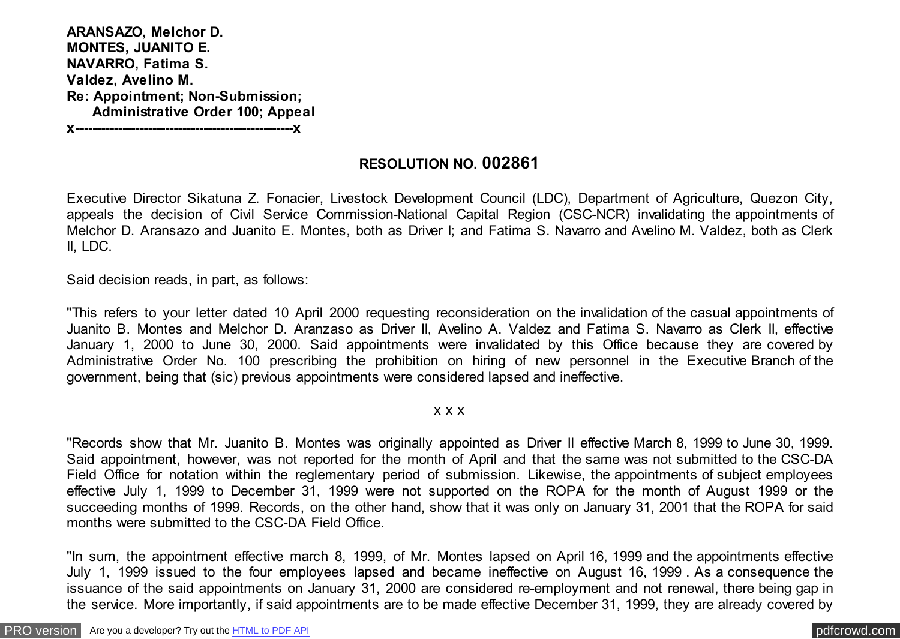**ARANSAZO, Melchor D.**
**MONTES, JUANITO E.**
**NAVARRO, Fatima S.**
**Valdez, Avelino M.**
**Re: Appointment; Non-Submission;**
**Administrative Order 100; Appeal**
**x--------------------------------------------------x**

## RESOLUTION NO. 002861

Executive Director Sikatuna Z. Fonacier, Livestock Development Council (LDC), Department of Agriculture, Quezon City, appeals the decision of Civil Service Commission-National Capital Region (CSC-NCR) invalidating the appointments of Melchor D. Aransazo and Juanito E. Montes, both as Driver I; and Fatima S. Navarro and Avelino M. Valdez, both as Clerk II, LDC.

Said decision reads, in part, as follows:

"This refers to your letter dated 10 April 2000 requesting reconsideration on the invalidation of the casual appointments of Juanito B. Montes and Melchor D. Aranzaso as Driver II, Avelino A. Valdez and Fatima S. Navarro as Clerk II, effective January 1, 2000 to June 30, 2000. Said appointments were invalidated by this Office because they are covered by Administrative Order No. 100 prescribing the prohibition on hiring of new personnel in the Executive Branch of the government, being that (sic) previous appointments were considered lapsed and ineffective.

x x x

"Records show that Mr. Juanito B. Montes was originally appointed as Driver II effective March 8, 1999 to June 30, 1999. Said appointment, however, was not reported for the month of April and that the same was not submitted to the CSC-DA Field Office for notation within the reglementary period of submission. Likewise, the appointments of subject employees effective July 1, 1999 to December 31, 1999 were not supported on the ROPA for the month of August 1999 or the succeeding months of 1999. Records, on the other hand, show that it was only on January 31, 2001 that the ROPA for said months were submitted to the CSC-DA Field Office.

"In sum, the appointment effective march 8, 1999, of Mr. Montes lapsed on April 16, 1999 and the appointments effective July 1, 1999 issued to the four employees lapsed and became ineffective on August 16, 1999 . As a consequence the issuance of the said appointments on January 31, 2000 are considered re-employment and not renewal, there being gap in the service. More importantly, if said appointments are to be made effective December 31, 1999, they are already covered by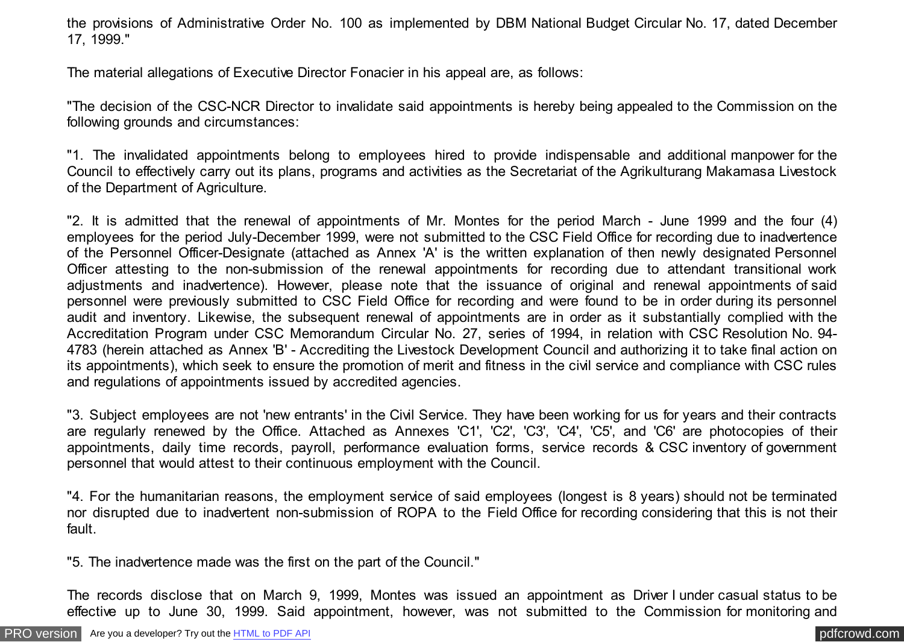the provisions of Administrative Order No. 100 as implemented by DBM National Budget Circular No. 17, dated December 17, 1999."

The material allegations of Executive Director Fonacier in his appeal are, as follows:

"The decision of the CSC-NCR Director to invalidate said appointments is hereby being appealed to the Commission on the following grounds and circumstances:

"1. The invalidated appointments belong to employees hired to provide indispensable and additional manpower for the Council to effectively carry out its plans, programs and activities as the Secretariat of the Agrikulturang Makamasa Livestock of the Department of Agriculture.

"2. It is admitted that the renewal of appointments of Mr. Montes for the period March - June 1999 and the four (4) employees for the period July-December 1999, were not submitted to the CSC Field Office for recording due to inadvertence of the Personnel Officer-Designate (attached as Annex 'A' is the written explanation of then newly designated Personnel Officer attesting to the non-submission of the renewal appointments for recording due to attendant transitional work adjustments and inadvertence). However, please note that the issuance of original and renewal appointments of said personnel were previously submitted to CSC Field Office for recording and were found to be in order during its personnel audit and inventory. Likewise, the subsequent renewal of appointments are in order as it substantially complied with the Accreditation Program under CSC Memorandum Circular No. 27, series of 1994, in relation with CSC Resolution No. 94-4783 (herein attached as Annex 'B' - Accrediting the Livestock Development Council and authorizing it to take final action on its appointments), which seek to ensure the promotion of merit and fitness in the civil service and compliance with CSC rules and regulations of appointments issued by accredited agencies.

"3. Subject employees are not 'new entrants' in the Civil Service. They have been working for us for years and their contracts are regularly renewed by the Office. Attached as Annexes 'C1', 'C2', 'C3', 'C4', 'C5', and 'C6' are photocopies of their appointments, daily time records, payroll, performance evaluation forms, service records & CSC inventory of government personnel that would attest to their continuous employment with the Council.

"4. For the humanitarian reasons, the employment service of said employees (longest is 8 years) should not be terminated nor disrupted due to inadvertent non-submission of ROPA to the Field Office for recording considering that this is not their fault.

"5. The inadvertence made was the first on the part of the Council."

The records disclose that on March 9, 1999, Montes was issued an appointment as Driver I under casual status to be effective up to June 30, 1999. Said appointment, however, was not submitted to the Commission for monitoring and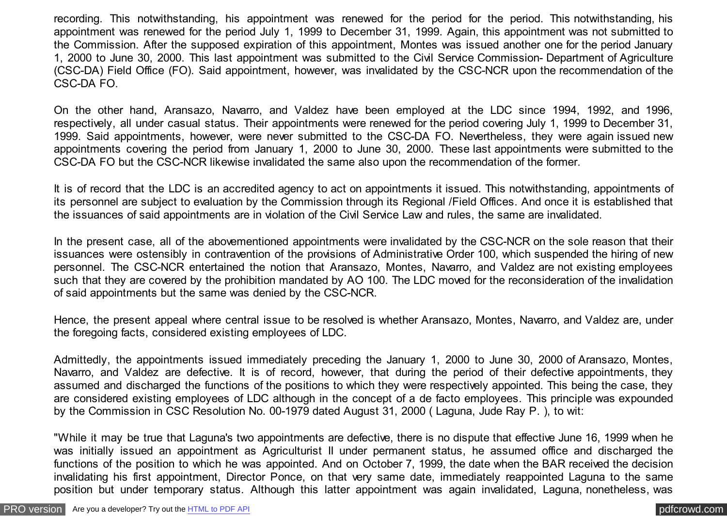recording. This notwithstanding, his appointment was renewed for the period for the period. This notwithstanding, his appointment was renewed for the period July 1, 1999 to December 31, 1999. Again, this appointment was not submitted to the Commission. After the supposed expiration of this appointment, Montes was issued another one for the period January 1, 2000 to June 30, 2000. This last appointment was submitted to the Civil Service Commission- Department of Agriculture (CSC-DA) Field Office (FO). Said appointment, however, was invalidated by the CSC-NCR upon the recommendation of the CSC-DA FO.

On the other hand, Aransazo, Navarro, and Valdez have been employed at the LDC since 1994, 1992, and 1996, respectively, all under casual status. Their appointments were renewed for the period covering July 1, 1999 to December 31, 1999. Said appointments, however, were never submitted to the CSC-DA FO. Nevertheless, they were again issued new appointments covering the period from January 1, 2000 to June 30, 2000. These last appointments were submitted to the CSC-DA FO but the CSC-NCR likewise invalidated the same also upon the recommendation of the former.

It is of record that the LDC is an accredited agency to act on appointments it issued. This notwithstanding, appointments of its personnel are subject to evaluation by the Commission through its Regional /Field Offices. And once it is established that the issuances of said appointments are in violation of the Civil Service Law and rules, the same are invalidated.

In the present case, all of the abovementioned appointments were invalidated by the CSC-NCR on the sole reason that their issuances were ostensibly in contravention of the provisions of Administrative Order 100, which suspended the hiring of new personnel. The CSC-NCR entertained the notion that Aransazo, Montes, Navarro, and Valdez are not existing employees such that they are covered by the prohibition mandated by AO 100. The LDC moved for the reconsideration of the invalidation of said appointments but the same was denied by the CSC-NCR.

Hence, the present appeal where central issue to be resolved is whether Aransazo, Montes, Navarro, and Valdez are, under the foregoing facts, considered existing employees of LDC.

Admittedly, the appointments issued immediately preceding the January 1, 2000 to June 30, 2000 of Aransazo, Montes, Navarro, and Valdez are defective. It is of record, however, that during the period of their defective appointments, they assumed and discharged the functions of the positions to which they were respectively appointed. This being the case, they are considered existing employees of LDC although in the concept of a de facto employees. This principle was expounded by the Commission in CSC Resolution No. 00-1979 dated August 31, 2000 ( Laguna, Jude Ray P. ), to wit:

"While it may be true that Laguna's two appointments are defective, there is no dispute that effective June 16, 1999 when he was initially issued an appointment as Agriculturist II under permanent status, he assumed office and discharged the functions of the position to which he was appointed. And on October 7, 1999, the date when the BAR received the decision invalidating his first appointment, Director Ponce, on that very same date, immediately reappointed Laguna to the same position but under temporary status. Although this latter appointment was again invalidated, Laguna, nonetheless, was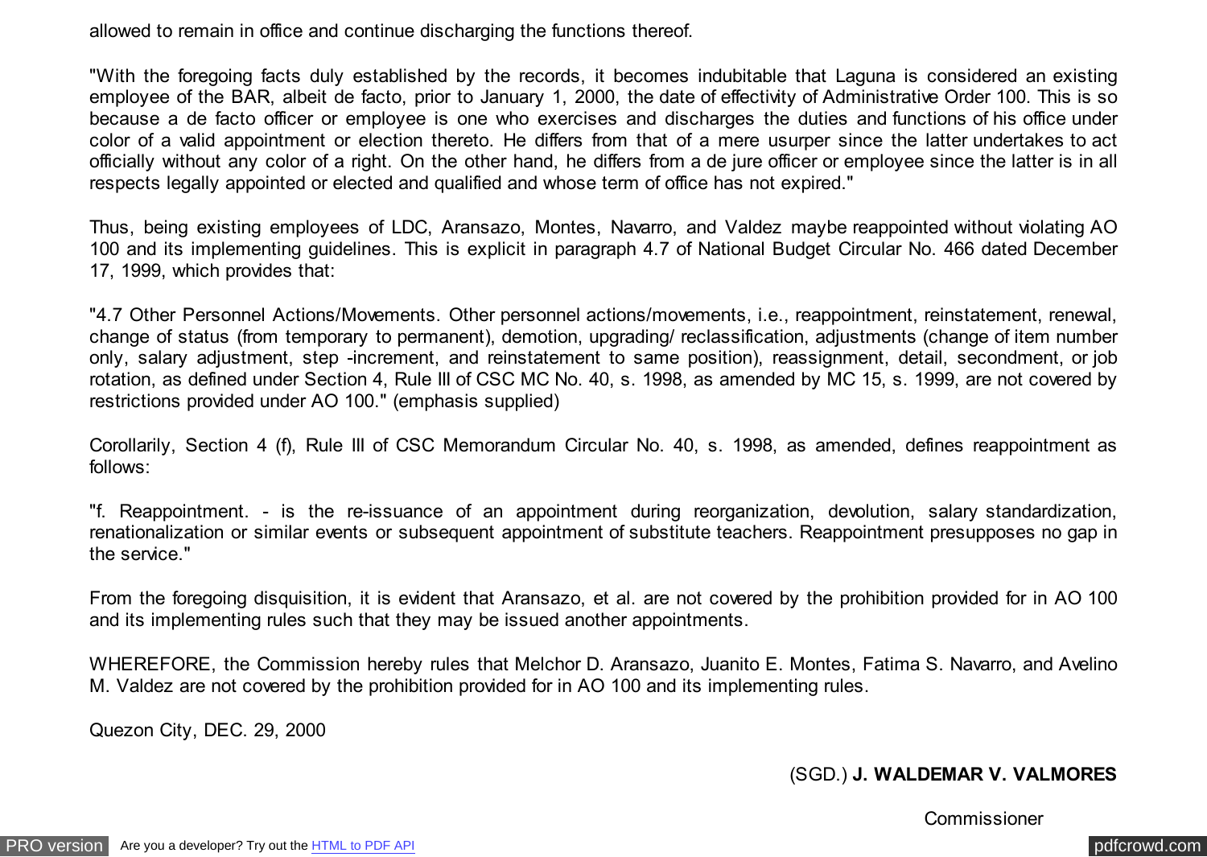allowed to remain in office and continue discharging the functions thereof.

"With the foregoing facts duly established by the records, it becomes indubitable that Laguna is considered an existing employee of the BAR, albeit de facto, prior to January 1, 2000, the date of effectivity of Administrative Order 100. This is so because a de facto officer or employee is one who exercises and discharges the duties and functions of his office under color of a valid appointment or election thereto. He differs from that of a mere usurper since the latter undertakes to act officially without any color of a right. On the other hand, he differs from a de jure officer or employee since the latter is in all respects legally appointed or elected and qualified and whose term of office has not expired."

Thus, being existing employees of LDC, Aransazo, Montes, Navarro, and Valdez maybe reappointed without violating AO 100 and its implementing guidelines. This is explicit in paragraph 4.7 of National Budget Circular No. 466 dated December 17, 1999, which provides that:

"4.7 Other Personnel Actions/Movements. Other personnel actions/movements, i.e., reappointment, reinstatement, renewal, change of status (from temporary to permanent), demotion, upgrading/ reclassification, adjustments (change of item number only, salary adjustment, step -increment, and reinstatement to same position), reassignment, detail, secondment, or job rotation, as defined under Section 4, Rule III of CSC MC No. 40, s. 1998, as amended by MC 15, s. 1999, are not covered by restrictions provided under AO 100." (emphasis supplied)

Corollarily, Section 4 (f), Rule III of CSC Memorandum Circular No. 40, s. 1998, as amended, defines reappointment as follows:

"f. Reappointment. - is the re-issuance of an appointment during reorganization, devolution, salary standardization, renationalization or similar events or subsequent appointment of substitute teachers. Reappointment presupposes no gap in the service."

From the foregoing disquisition, it is evident that Aransazo, et al. are not covered by the prohibition provided for in AO 100 and its implementing rules such that they may be issued another appointments.

WHEREFORE, the Commission hereby rules that Melchor D. Aransazo, Juanito E. Montes, Fatima S. Navarro, and Avelino M. Valdez are not covered by the prohibition provided for in AO 100 and its implementing rules.

Quezon City, DEC. 29, 2000

(SGD.) **J. WALDEMAR V. VALMORES**

Commissioner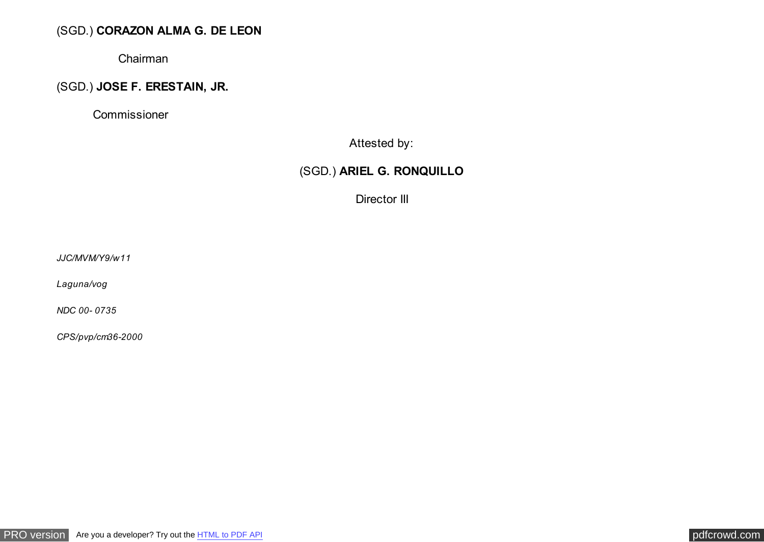(SGD.) **CORAZON ALMA G. DE LEON**

Chairman

(SGD.) **JOSE F. ERESTAIN, JR.**

Commissioner

Attested by:

(SGD.) **ARIEL G. RONQUILLO**

Director III

*JJC/MVM/Y9/w11*

*Laguna/vog*

*NDC 00- 0735*

*CPS/pvp/cm36-2000*